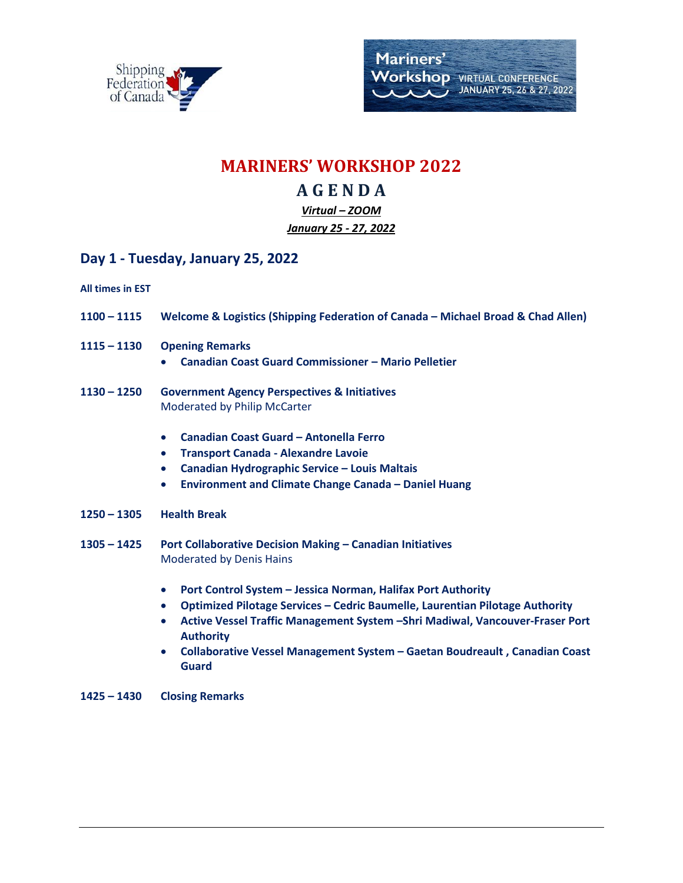Shipping Federation of Canada

Mariners' Workshop VIRTUAL CONFERENCE JANUARY 25, 26 & 27, 2022

# MARINERS' WORKSHOP 2022

## AGENDA

***Virtual – ZOOM***

***January 25 - 27, 2022***

## Day 1 - Tuesday, January 25, 2022

**All times in EST**

**1100 – 1115** **Welcome & Logistics (Shipping Federation of Canada – Michael Broad & Chad Allen)**

**1115 – 1130** **Opening Remarks**

- **Canadian Coast Guard Commissioner – Mario Pelletier**

**1130 – 1250** **Government Agency Perspectives & Initiatives**
Moderated by Philip McCarter

- **Canadian Coast Guard – Antonella Ferro**
- **Transport Canada - Alexandre Lavoie**
- **Canadian Hydrographic Service – Louis Maltais**
- **Environment and Climate Change Canada – Daniel Huang**

**1250 – 1305** **Health Break**

**1305 – 1425** **Port Collaborative Decision Making – Canadian Initiatives**
Moderated by Denis Hains

- **Port Control System – Jessica Norman, Halifax Port Authority**
- **Optimized Pilotage Services – Cedric Baumelle, Laurentian Pilotage Authority**
- **Active Vessel Traffic Management System –Shri Madiwal, Vancouver-Fraser Port Authority**
- **Collaborative Vessel Management System – Gaetan Boudreault , Canadian Coast Guard**

**1425 – 1430** **Closing Remarks**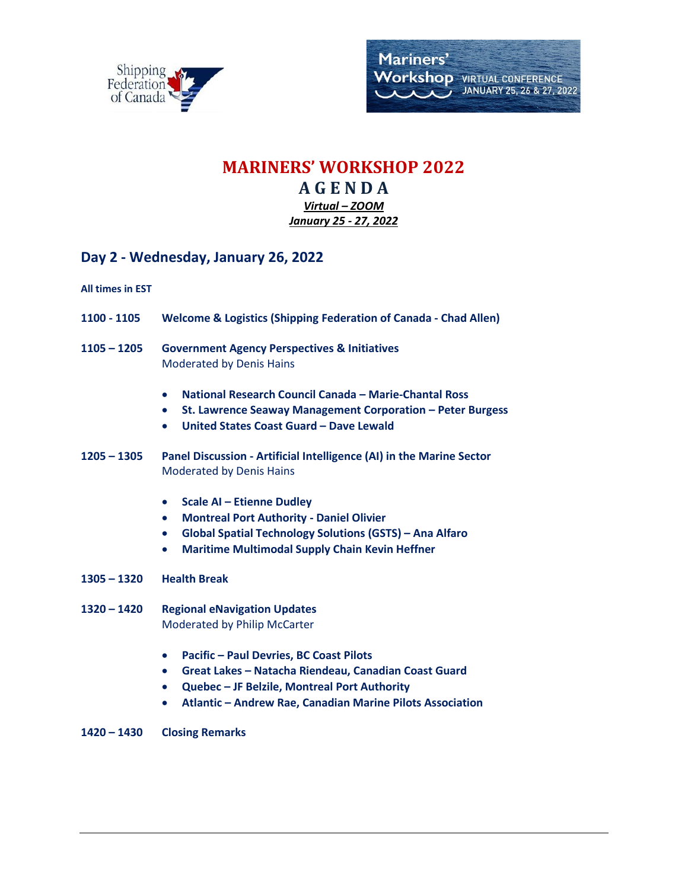# MARINERS' WORKSHOP 2022

## AGENDA

***Virtual – ZOOM***

***January 25 - 27, 2022***

## Day 2 - Wednesday, January 26, 2022

**All times in EST**

**1100 - 1105** **Welcome & Logistics (Shipping Federation of Canada - Chad Allen)**

**1105 – 1205** **Government Agency Perspectives & Initiatives**
Moderated by Denis Hains

- **National Research Council Canada – Marie-Chantal Ross**
- **St. Lawrence Seaway Management Corporation – Peter Burgess**
- **United States Coast Guard – Dave Lewald**

**1205 – 1305** **Panel Discussion - Artificial Intelligence (AI) in the Marine Sector**
Moderated by Denis Hains

- **Scale AI – Etienne Dudley**
- **Montreal Port Authority - Daniel Olivier**
- **Global Spatial Technology Solutions (GSTS) – Ana Alfaro**
- **Maritime Multimodal Supply Chain Kevin Heffner**

**1305 – 1320** **Health Break**

**1320 – 1420** **Regional eNavigation Updates**
Moderated by Philip McCarter

- **Pacific – Paul Devries, BC Coast Pilots**
- **Great Lakes – Natacha Riendeau, Canadian Coast Guard**
- **Quebec – JF Belzile, Montreal Port Authority**
- **Atlantic – Andrew Rae, Canadian Marine Pilots Association**

**1420 – 1430** **Closing Remarks**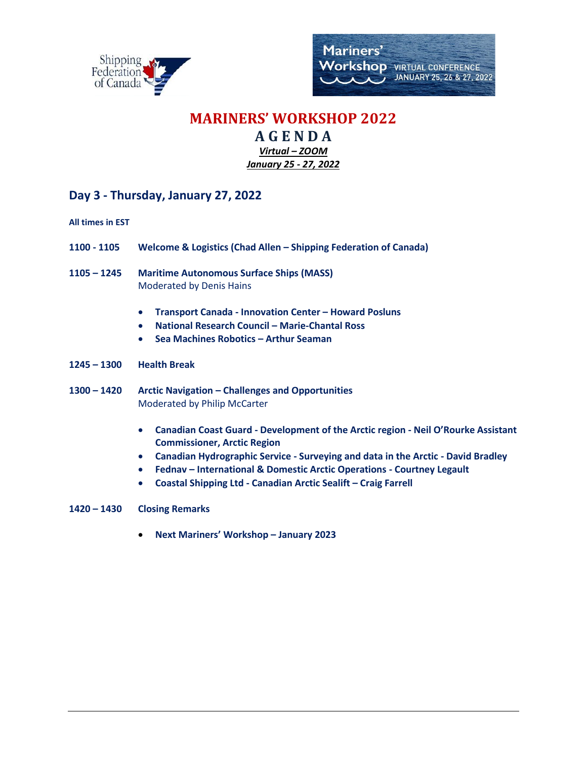Shipping Federation of Canada

Mariners' Workshop VIRTUAL CONFERENCE JANUARY 25, 26 & 27, 2022

# MARINERS' WORKSHOP 2022

## AGENDA

***Virtual – ZOOM***

***January 25 - 27, 2022***

## Day 3 - Thursday, January 27, 2022

**All times in EST**

**1100 - 1105** **Welcome & Logistics (Chad Allen – Shipping Federation of Canada)**

**1105 – 1245** **Maritime Autonomous Surface Ships (MASS)**
Moderated by Denis Hains

- **Transport Canada - Innovation Center – Howard Posluns**
- **National Research Council – Marie-Chantal Ross**
- **Sea Machines Robotics – Arthur Seaman**

**1245 – 1300** **Health Break**

**1300 – 1420** **Arctic Navigation – Challenges and Opportunities**
Moderated by Philip McCarter

- **Canadian Coast Guard - Development of the Arctic region - Neil O'Rourke Assistant Commissioner, Arctic Region**
- **Canadian Hydrographic Service - Surveying and data in the Arctic - David Bradley**
- **Fednav – International & Domestic Arctic Operations - Courtney Legault**
- **Coastal Shipping Ltd - Canadian Arctic Sealift – Craig Farrell**

**1420 – 1430** **Closing Remarks**

- **Next Mariners' Workshop – January 2023**